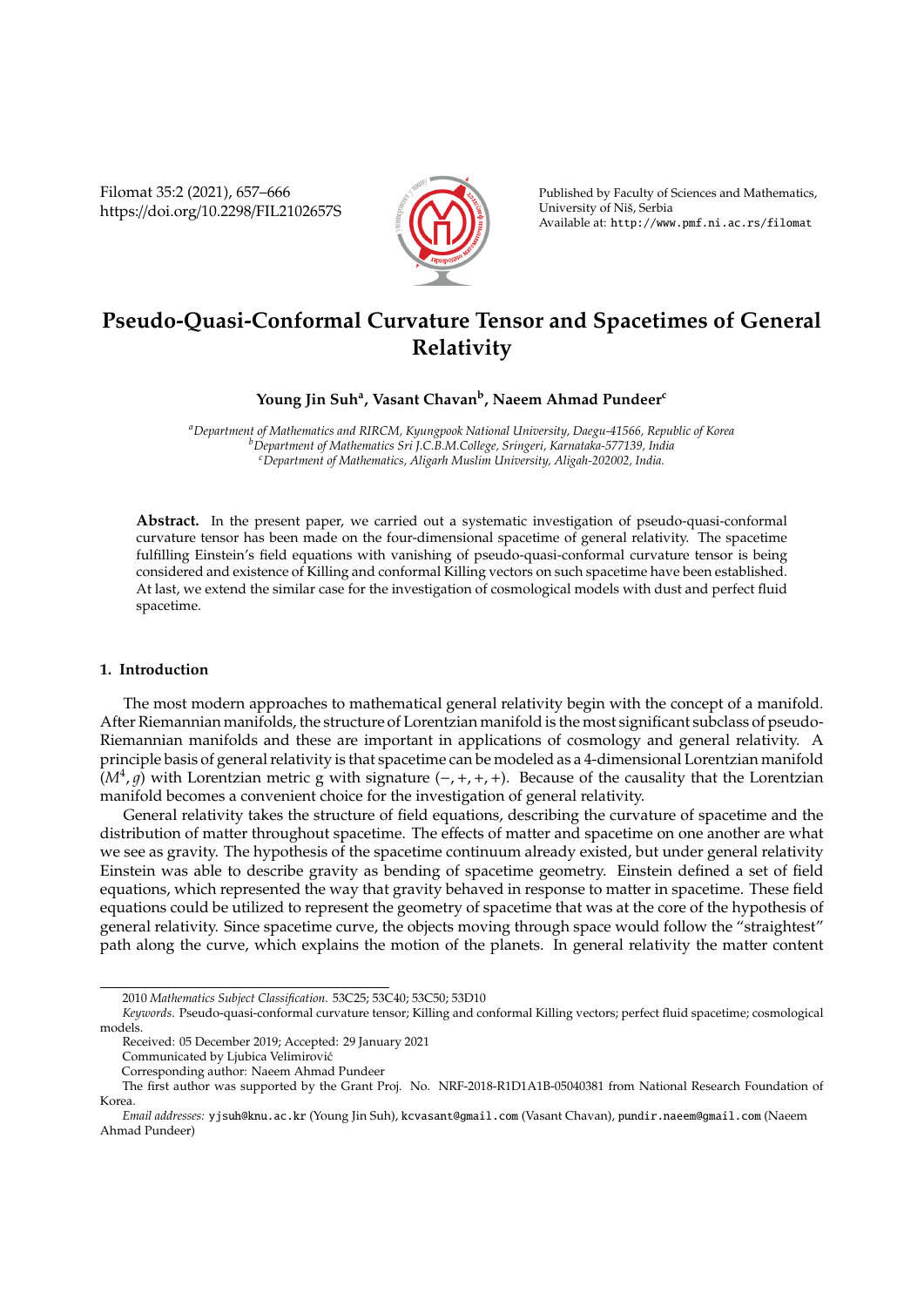# Pseudo-Quasi-Conformal Curvature Tensor and Spacetimes of General Relativity

**Young Jin Suh[a], Vasant Chavan[b], Naeem Ahmad Pundeer[c]**

[a] *Department of Mathematics and RIRCM, Kyungpook National University, Daegu-41566, Republic of Korea*
[b] *Department of Mathematics Sri J.C.B.M.College, Sringeri, Karnataka-577139, India*
[c] *Department of Mathematics, Aligarh Muslim University, Aligah-202002, India.*

**Abstract.** In the present paper, we carried out a systematic investigation of pseudo-quasi-conformal curvature tensor has been made on the four-dimensional spacetime of general relativity. The spacetime fulfilling Einstein's field equations with vanishing of pseudo-quasi-conformal curvature tensor is being considered and existence of Killing and conformal Killing vectors on such spacetime have been established. At last, we extend the similar case for the investigation of cosmological models with dust and perfect fluid spacetime.

## 1. Introduction

The most modern approaches to mathematical general relativity begin with the concept of a manifold. After Riemannian manifolds, the structure of Lorentzian manifold is the most significant subclass of pseudo-Riemannian manifolds and these are important in applications of cosmology and general relativity. A principle basis of general relativity is that spacetime can be modeled as a 4-dimensional Lorentzian manifold $(M^4, g)$ with Lorentzian metric g with signature $(-, +, +, +)$. Because of the causality that the Lorentzian manifold becomes a convenient choice for the investigation of general relativity.

General relativity takes the structure of field equations, describing the curvature of spacetime and the distribution of matter throughout spacetime. The effects of matter and spacetime on one another are what we see as gravity. The hypothesis of the spacetime continuum already existed, but under general relativity Einstein was able to describe gravity as bending of spacetime geometry. Einstein defined a set of field equations, which represented the way that gravity behaved in response to matter in spacetime. These field equations could be utilized to represent the geometry of spacetime that was at the core of the hypothesis of general relativity. Since spacetime curve, the objects moving through space would follow the "straightest" path along the curve, which explains the motion of the planets. In general relativity the matter content

---

2010 *Mathematics Subject Classification*. 53C25; 53C40; 53C50; 53D10

*Keywords*. Pseudo-quasi-conformal curvature tensor; Killing and conformal Killing vectors; perfect fluid spacetime; cosmological models.

Received: 05 December 2019; Accepted: 29 January 2021

Communicated by Ljubica Velimirović

Corresponding author: Naeem Ahmad Pundeer

The first author was supported by the Grant Proj. No. NRF-2018-R1D1A1B-05040381 from National Research Foundation of Korea.

*Email addresses:* yjsuh@knu.ac.kr (Young Jin Suh), kcvasant@gmail.com (Vasant Chavan), pundir.naeem@gmail.com (Naeem Ahmad Pundeer)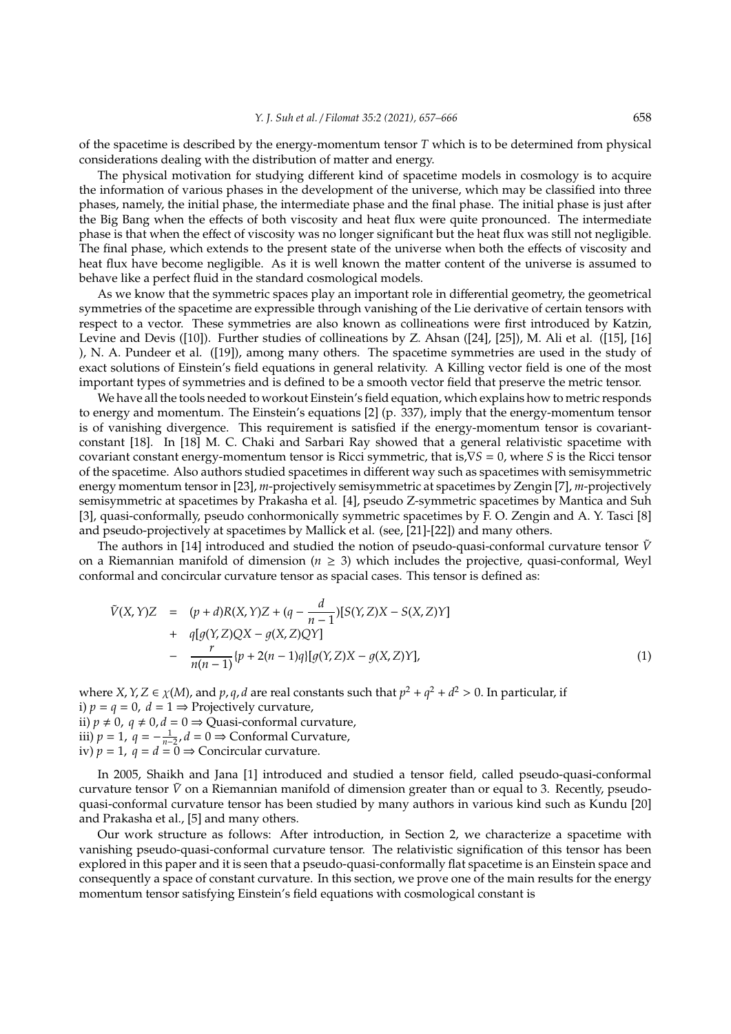of the spacetime is described by the energy-momentum tensor $T$ which is to be determined from physical considerations dealing with the distribution of matter and energy.

The physical motivation for studying different kind of spacetime models in cosmology is to acquire the information of various phases in the development of the universe, which may be classified into three phases, namely, the initial phase, the intermediate phase and the final phase. The initial phase is just after the Big Bang when the effects of both viscosity and heat flux were quite pronounced. The intermediate phase is that when the effect of viscosity was no longer significant but the heat flux was still not negligible. The final phase, which extends to the present state of the universe when both the effects of viscosity and heat flux have become negligible. As it is well known the matter content of the universe is assumed to behave like a perfect fluid in the standard cosmological models.

As we know that the symmetric spaces play an important role in differential geometry, the geometrical symmetries of the spacetime are expressible through vanishing of the Lie derivative of certain tensors with respect to a vector. These symmetries are also known as collineations were first introduced by Katzin, Levine and Devis ([10]). Further studies of collineations by Z. Ahsan ([24], [25]), M. Ali et al. ([15], [16] ), N. A. Pundeer et al. ([19]), among many others. The spacetime symmetries are used in the study of exact solutions of Einstein's field equations in general relativity. A Killing vector field is one of the most important types of symmetries and is defined to be a smooth vector field that preserve the metric tensor.

We have all the tools needed to workout Einstein's field equation, which explains how to metric responds to energy and momentum. The Einstein's equations [2] (p. 337), imply that the energy-momentum tensor is of vanishing divergence. This requirement is satisfied if the energy-momentum tensor is covariant-constant [18]. In [18] M. C. Chaki and Sarbari Ray showed that a general relativistic spacetime with covariant constant energy-momentum tensor is Ricci symmetric, that is,$\nabla S = 0$, where $S$ is the Ricci tensor of the spacetime. Also authors studied spacetimes in different way such as spacetimes with semisymmetric energy momentum tensor in [23], $m$-projectively semisymmetric at spacetimes by Zengin [7], $m$-projectively semisymmetric at spacetimes by Prakasha et al. [4], pseudo Z-symmetric spacetimes by Mantica and Suh [3], quasi-conformally, pseudo conhormonically symmetric spacetimes by F. O. Zengin and A. Y. Tasci [8] and pseudo-projectively at spacetimes by Mallick et al. (see, [21]-[22]) and many others.

The authors in [14] introduced and studied the notion of pseudo-quasi-conformal curvature tensor $\tilde{V}$ on a Riemannian manifold of dimension ($n \geq 3$) which includes the projective, quasi-conformal, Weyl conformal and concircular curvature tensor as spacial cases. This tensor is defined as:

$$
\begin{aligned}
\tilde{V}(X,Y)Z &= (p+d)R(X,Y)Z + (q - \frac{d}{n-1})[S(Y,Z)X - S(X,Z)Y] \\
&+ q[g(Y,Z)QX - g(X,Z)QY] \\
&- \frac{r}{n(n-1)}\{p + 2(n-1)q\}[g(Y,Z)X - g(X,Z)Y], \qquad (1)
\end{aligned}
$$

where $X, Y, Z \in \chi(M)$, and $p, q, d$ are real constants such that $p^2 + q^2 + d^2 > 0$. In particular, if
i) $p = q = 0$, $d = 1 \Rightarrow$ Projectively curvature,
ii) $p \neq 0$, $q \neq 0, d = 0 \Rightarrow$ Quasi-conformal curvature,
iii) $p = 1$, $q = -\frac{1}{n-2}, d = 0 \Rightarrow$ Conformal Curvature,
iv) $p = 1$, $q = d = 0 \Rightarrow$ Concircular curvature.

In 2005, Shaikh and Jana [1] introduced and studied a tensor field, called pseudo-quasi-conformal curvature tensor $\tilde{V}$ on a Riemannian manifold of dimension greater than or equal to 3. Recently, pseudo-quasi-conformal curvature tensor has been studied by many authors in various kind such as Kundu [20] and Prakasha et al., [5] and many others.

Our work structure as follows: After introduction, in Section 2, we characterize a spacetime with vanishing pseudo-quasi-conformal curvature tensor. The relativistic signification of this tensor has been explored in this paper and it is seen that a pseudo-quasi-conformally flat spacetime is an Einstein space and consequently a space of constant curvature. In this section, we prove one of the main results for the energy momentum tensor satisfying Einstein's field equations with cosmological constant is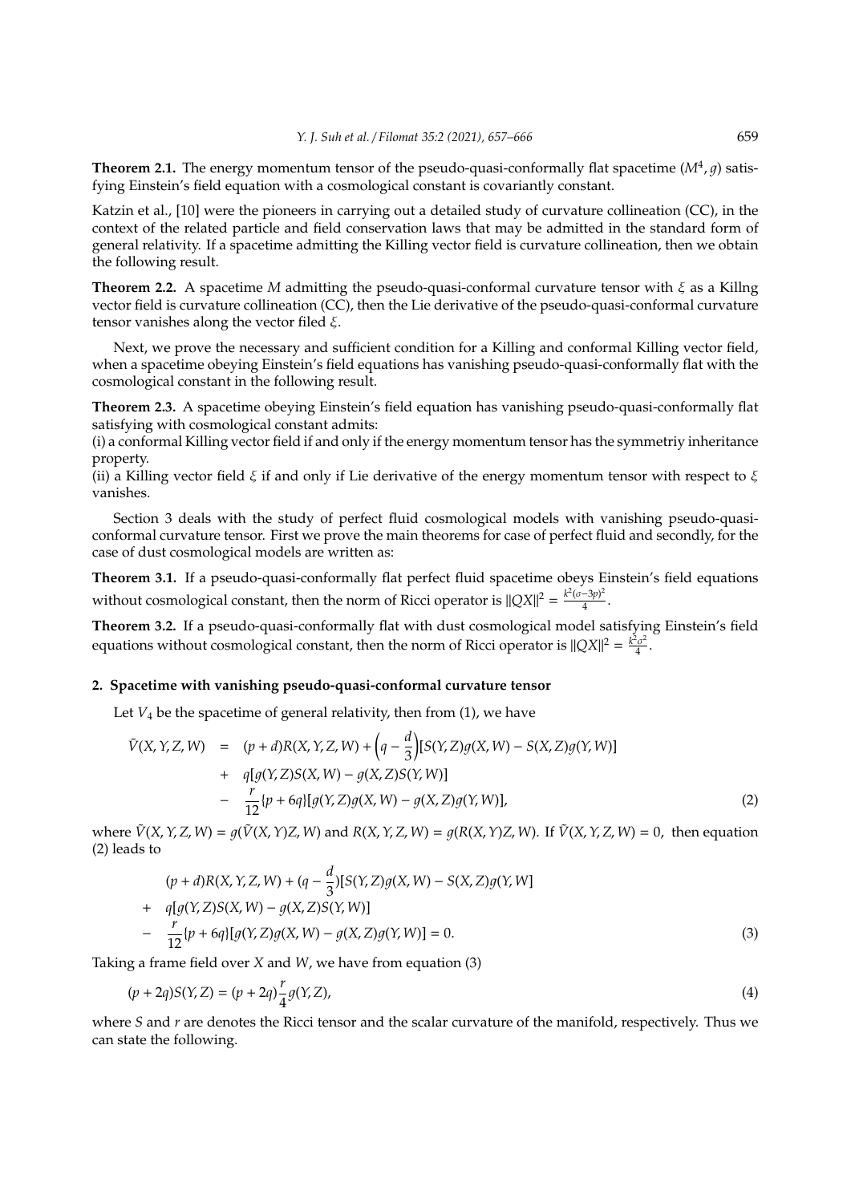**Theorem 2.1.** The energy momentum tensor of the pseudo-quasi-conformally flat spacetime $(M^4, g)$ satisfying Einstein's field equation with a cosmological constant is covariantly constant.

Katzin et al., [10] were the pioneers in carrying out a detailed study of curvature collineation (CC), in the context of the related particle and field conservation laws that may be admitted in the standard form of general relativity. If a spacetime admitting the Killing vector field is curvature collineation, then we obtain the following result.

**Theorem 2.2.** A spacetime $M$ admitting the pseudo-quasi-conformal curvature tensor with $\xi$ as a Killng vector field is curvature collineation (CC), then the Lie derivative of the pseudo-quasi-conformal curvature tensor vanishes along the vector filed $\xi$.

Next, we prove the necessary and sufficient condition for a Killing and conformal Killing vector field, when a spacetime obeying Einstein's field equations has vanishing pseudo-quasi-conformally flat with the cosmological constant in the following result.

**Theorem 2.3.** A spacetime obeying Einstein's field equation has vanishing pseudo-quasi-conformally flat satisfying with cosmological constant admits:
(i) a conformal Killing vector field if and only if the energy momentum tensor has the symmetriy inheritance property.
(ii) a Killing vector field $\xi$ if and only if Lie derivative of the energy momentum tensor with respect to $\xi$ vanishes.

Section 3 deals with the study of perfect fluid cosmological models with vanishing pseudo-quasi-conformal curvature tensor. First we prove the main theorems for case of perfect fluid and secondly, for the case of dust cosmological models are written as:

**Theorem 3.1.** If a pseudo-quasi-conformally flat perfect fluid spacetime obeys Einstein's field equations without cosmological constant, then the norm of Ricci operator is $\|QX\|^2 = \frac{k^2(\sigma-3p)^2}{4}$.

**Theorem 3.2.** If a pseudo-quasi-conformally flat with dust cosmological model satisfying Einstein's field equations without cosmological constant, then the norm of Ricci operator is $\|QX\|^2 = \frac{k^2\sigma^2}{4}$.

## 2. Spacetime with vanishing pseudo-quasi-conformal curvature tensor

Let $V_4$ be the spacetime of general relativity, then from (1), we have

$$
\begin{aligned}
\tilde{V}(X,Y,Z,W) &= (p+d)R(X,Y,Z,W) + \left(q - \frac{d}{3}\right)[S(Y,Z)g(X,W) - S(X,Z)g(Y,W)] \\
&+ q[g(Y,Z)S(X,W) - g(X,Z)S(Y,W)] \\
&- \frac{r}{12}\{p+6q\}[g(Y,Z)g(X,W) - g(X,Z)g(Y,W)],
\end{aligned} \tag{2}
$$

where $\tilde{V}(X,Y,Z,W) = g(\tilde{V}(X,Y)Z,W)$ and $R(X,Y,Z,W) = g(R(X,Y)Z,W)$. If $\tilde{V}(X,Y,Z,W) = 0$, then equation (2) leads to

$$
\begin{aligned}
&(p+d)R(X,Y,Z,W) + (q - \frac{d}{3})[S(Y,Z)g(X,W) - S(X,Z)g(Y,W] \\
+ \; &q[g(Y,Z)S(X,W) - g(X,Z)S(Y,W)] \\
- \; &\frac{r}{12}\{p+6q\}[g(Y,Z)g(X,W) - g(X,Z)g(Y,W)] = 0.
\end{aligned} \tag{3}
$$

Taking a frame field over $X$ and $W$, we have from equation (3)

$$
(p+2q)S(Y,Z) = (p+2q)\frac{r}{4}g(Y,Z), \tag{4}
$$

where $S$ and $r$ are denotes the Ricci tensor and the scalar curvature of the manifold, respectively. Thus we can state the following.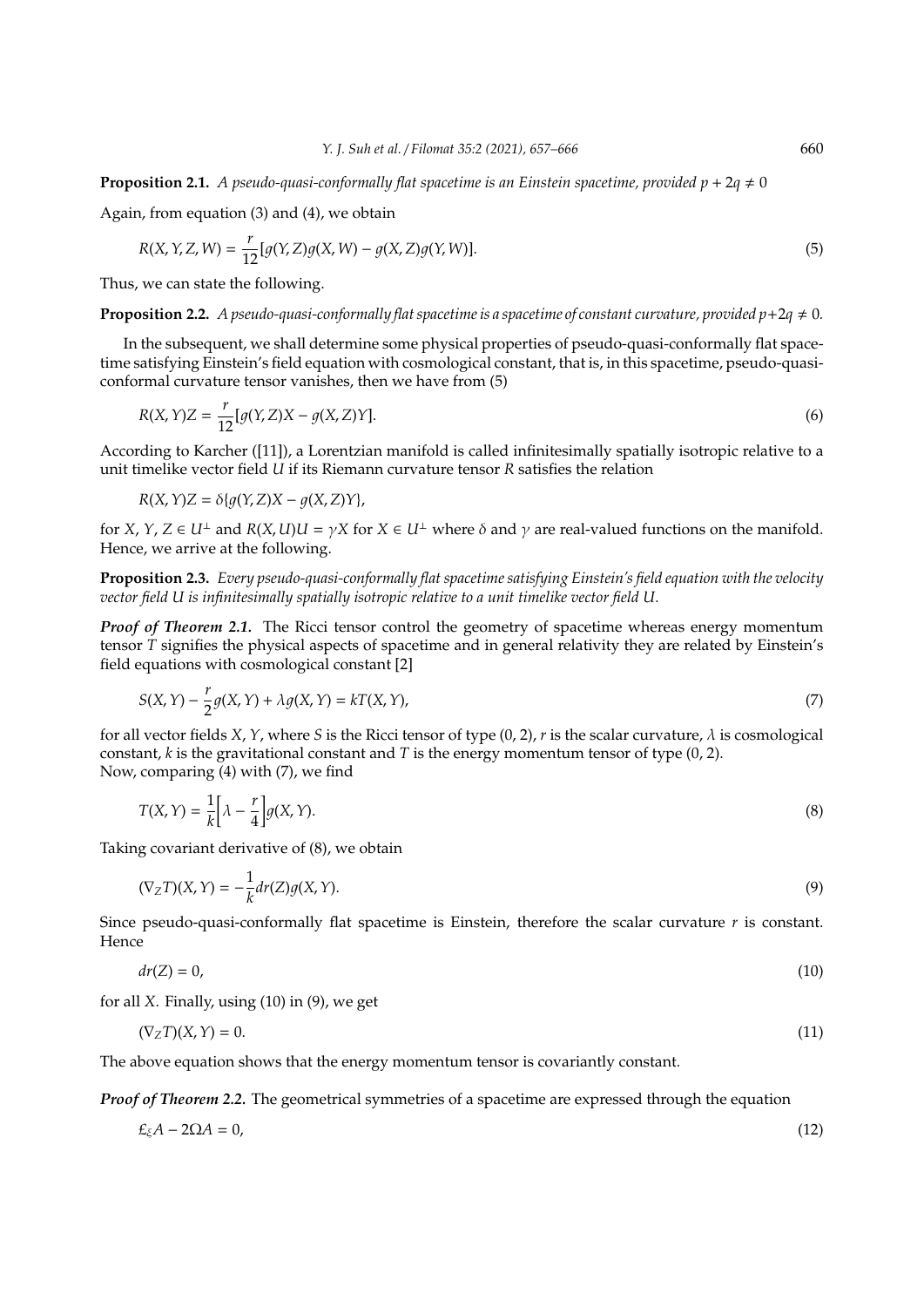**Proposition 2.1.** *A pseudo-quasi-conformally flat spacetime is an Einstein spacetime, provided $p + 2q \neq 0$*

Again, from equation (3) and (4), we obtain

$$R(X, Y, Z, W) = \frac{r}{12}[g(Y, Z)g(X, W) - g(X, Z)g(Y, W)]. \tag{5}$$

Thus, we can state the following.

**Proposition 2.2.** *A pseudo-quasi-conformally flat spacetime is a spacetime of constant curvature, provided $p+2q \neq 0$.*

In the subsequent, we shall determine some physical properties of pseudo-quasi-conformally flat spacetime satisfying Einstein's field equation with cosmological constant, that is, in this spacetime, pseudo-quasi-conformal curvature tensor vanishes, then we have from (5)

$$R(X, Y)Z = \frac{r}{12}[g(Y, Z)X - g(X, Z)Y]. \tag{6}$$

According to Karcher ([11]), a Lorentzian manifold is called infinitesimally spatially isotropic relative to a unit timelike vector field $U$ if its Riemann curvature tensor $R$ satisfies the relation

$$R(X, Y)Z = \delta\{g(Y, Z)X - g(X, Z)Y\},$$

for $X, Y, Z \in U^{\perp}$ and $R(X, U)U = \gamma X$ for $X \in U^{\perp}$ where $\delta$ and $\gamma$ are real-valued functions on the manifold. Hence, we arrive at the following.

**Proposition 2.3.** *Every pseudo-quasi-conformally flat spacetime satisfying Einstein's field equation with the velocity vector field $U$ is infinitesimally spatially isotropic relative to a unit timelike vector field $U$.*

***Proof of Theorem 2.1.*** The Ricci tensor control the geometry of spacetime whereas energy momentum tensor $T$ signifies the physical aspects of spacetime and in general relativity they are related by Einstein's field equations with cosmological constant [2]

$$S(X, Y) - \frac{r}{2}g(X, Y) + \lambda g(X, Y) = kT(X, Y), \tag{7}$$

for all vector fields $X$, $Y$, where $S$ is the Ricci tensor of type $(0, 2)$, $r$ is the scalar curvature, $\lambda$ is cosmological constant, $k$ is the gravitational constant and $T$ is the energy momentum tensor of type $(0, 2)$.
Now, comparing (4) with (7), we find

$$T(X, Y) = \frac{1}{k}\Big[\lambda - \frac{r}{4}\Big]g(X, Y). \tag{8}$$

Taking covariant derivative of (8), we obtain

$$(\nabla_Z T)(X, Y) = -\frac{1}{k}dr(Z)g(X, Y). \tag{9}$$

Since pseudo-quasi-conformally flat spacetime is Einstein, therefore the scalar curvature $r$ is constant. Hence

$$dr(Z) = 0, \tag{10}$$

for all $X$. Finally, using (10) in (9), we get

$$(\nabla_Z T)(X, Y) = 0. \tag{11}$$

The above equation shows that the energy momentum tensor is covariantly constant.

***Proof of Theorem 2.2.*** The geometrical symmetries of a spacetime are expressed through the equation

$$£_{\xi}A - 2\Omega A = 0, \tag{12}$$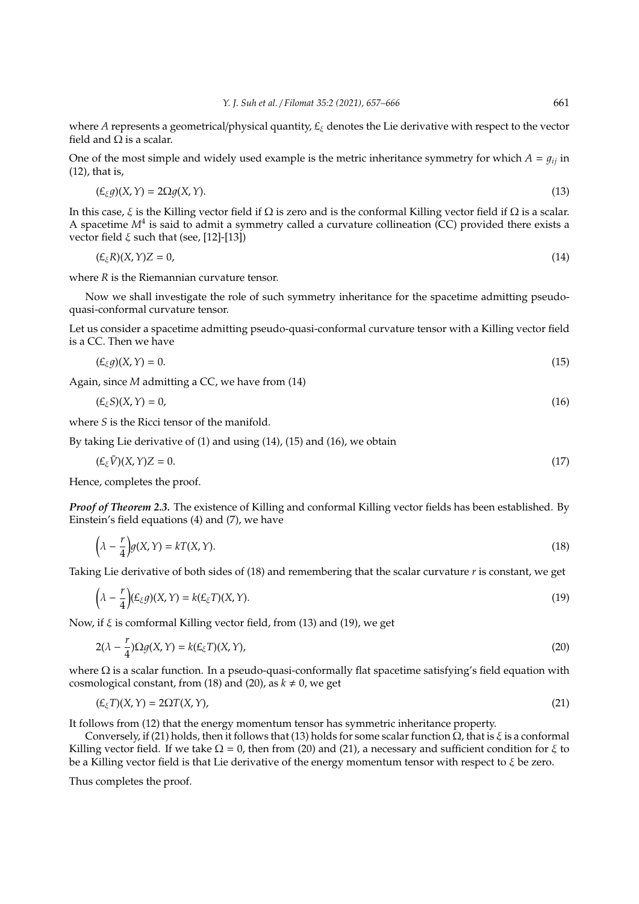where $A$ represents a geometrical/physical quantity, $\pounds_\xi$ denotes the Lie derivative with respect to the vector field and $\Omega$ is a scalar.

One of the most simple and widely used example is the metric inheritance symmetry for which $A = g_{ij}$ in (12), that is,

$$(\pounds_\xi g)(X, Y) = 2\Omega g(X, Y). \tag{13}$$

In this case, $\xi$ is the Killing vector field if $\Omega$ is zero and is the conformal Killing vector field if $\Omega$ is a scalar. A spacetime $M^4$ is said to admit a symmetry called a curvature collineation (CC) provided there exists a vector field $\xi$ such that (see, [12]-[13])

$$(\pounds_\xi R)(X, Y)Z = 0, \tag{14}$$

where $R$ is the Riemannian curvature tensor.

Now we shall investigate the role of such symmetry inheritance for the spacetime admitting pseudo-quasi-conformal curvature tensor.

Let us consider a spacetime admitting pseudo-quasi-conformal curvature tensor with a Killing vector field is a CC. Then we have

$$(\pounds_\xi g)(X, Y) = 0. \tag{15}$$

Again, since $M$ admitting a CC, we have from (14)

$$(\pounds_\xi S)(X, Y) = 0, \tag{16}$$

where $S$ is the Ricci tensor of the manifold.

By taking Lie derivative of (1) and using (14), (15) and (16), we obtain

$$(\pounds_\xi \tilde{V})(X, Y)Z = 0. \tag{17}$$

Hence, completes the proof.

***Proof of Theorem 2.3.*** The existence of Killing and conformal Killing vector fields has been established. By Einstein's field equations (4) and (7), we have

$$\left(\lambda - \frac{r}{4}\right) g(X, Y) = kT(X, Y). \tag{18}$$

Taking Lie derivative of both sides of (18) and remembering that the scalar curvature $r$ is constant, we get

$$\left(\lambda - \frac{r}{4}\right)(\pounds_\xi g)(X, Y) = k(\pounds_\xi T)(X, Y). \tag{19}$$

Now, if $\xi$ is comformal Killing vector field, from (13) and (19), we get

$$2(\lambda - \frac{r}{4})\Omega g(X, Y) = k(\pounds_\xi T)(X, Y), \tag{20}$$

where $\Omega$ is a scalar function. In a pseudo-quasi-conformally flat spacetime satisfying's field equation with cosmological constant, from (18) and (20), as $k \neq 0$, we get

$$(\pounds_\xi T)(X, Y) = 2\Omega T(X, Y), \tag{21}$$

It follows from (12) that the energy momentum tensor has symmetric inheritance property.

Conversely, if (21) holds, then it follows that (13) holds for some scalar function $\Omega$, that is $\xi$ is a conformal Killing vector field. If we take $\Omega = 0$, then from (20) and (21), a necessary and sufficient condition for $\xi$ to be a Killing vector field is that Lie derivative of the energy momentum tensor with respect to $\xi$ be zero.

Thus completes the proof.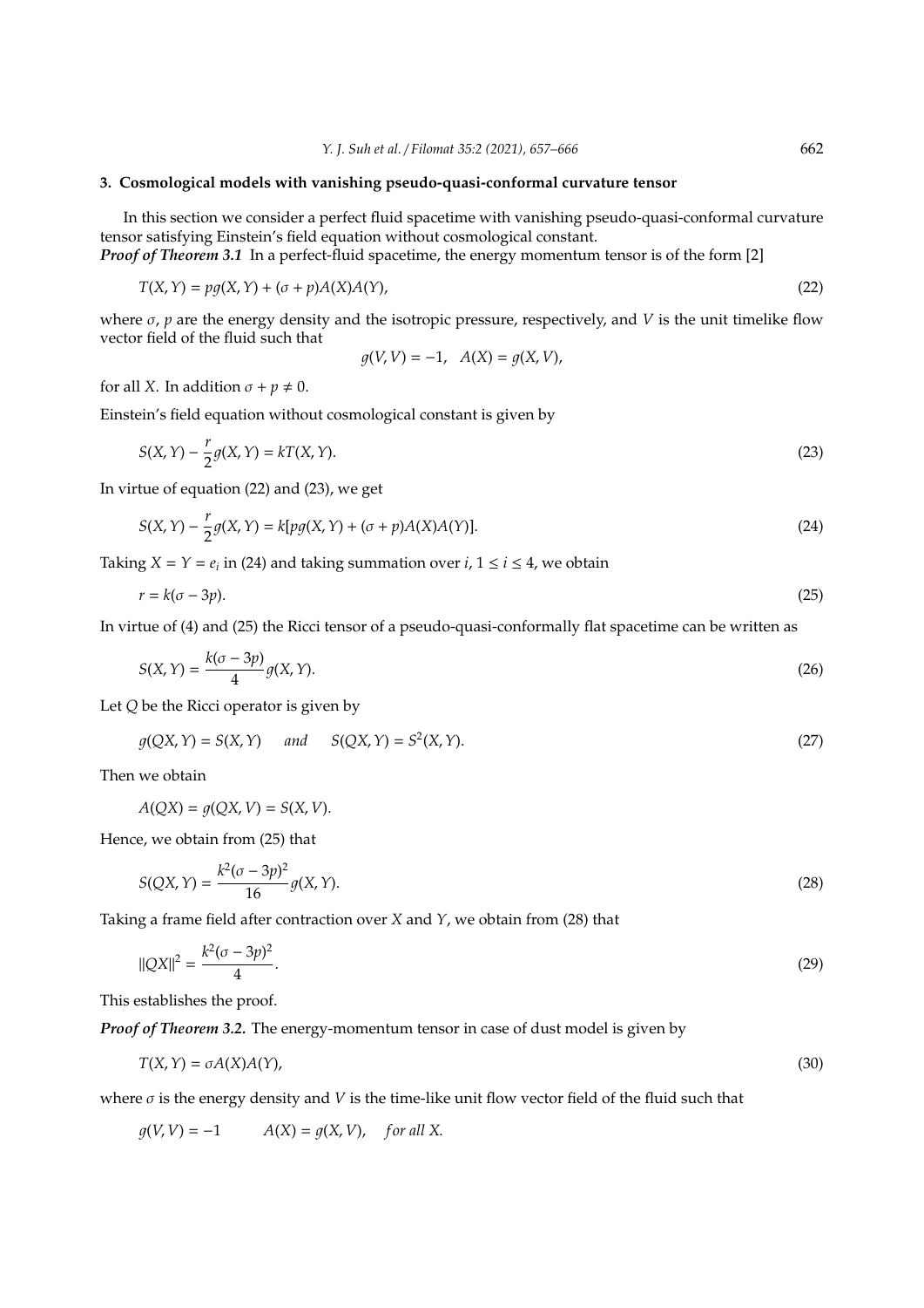## 3. Cosmological models with vanishing pseudo-quasi-conformal curvature tensor

In this section we consider a perfect fluid spacetime with vanishing pseudo-quasi-conformal curvature tensor satisfying Einstein's field equation without cosmological constant.

***Proof of Theorem 3.1*** In a perfect-fluid spacetime, the energy momentum tensor is of the form [2]

$$T(X,Y) = pg(X,Y) + (\sigma + p)A(X)A(Y), \tag{22}$$

where $\sigma$, $p$ are the energy density and the isotropic pressure, respectively, and $V$ is the unit timelike flow vector field of the fluid such that

$$g(V,V) = -1, \quad A(X) = g(X,V),$$

for all $X$. In addition $\sigma + p \neq 0$.

Einstein's field equation without cosmological constant is given by

$$S(X,Y) - \frac{r}{2}g(X,Y) = kT(X,Y). \tag{23}$$

In virtue of equation (22) and (23), we get

$$S(X,Y) - \frac{r}{2}g(X,Y) = k[pg(X,Y) + (\sigma + p)A(X)A(Y)]. \tag{24}$$

Taking $X = Y = e_i$ in (24) and taking summation over $i$, $1 \leq i \leq 4$, we obtain

$$r = k(\sigma - 3p). \tag{25}$$

In virtue of (4) and (25) the Ricci tensor of a pseudo-quasi-conformally flat spacetime can be written as

$$S(X,Y) = \frac{k(\sigma - 3p)}{4}g(X,Y). \tag{26}$$

Let $Q$ be the Ricci operator is given by

$$g(QX,Y) = S(X,Y) \quad \textit{and} \quad S(QX,Y) = S^2(X,Y). \tag{27}$$

Then we obtain

$$A(QX) = g(QX,V) = S(X,V).$$

Hence, we obtain from (25) that

$$S(QX,Y) = \frac{k^2(\sigma - 3p)^2}{16}g(X,Y). \tag{28}$$

Taking a frame field after contraction over $X$ and $Y$, we obtain from (28) that

$$\|QX\|^2 = \frac{k^2(\sigma - 3p)^2}{4}. \tag{29}$$

This establishes the proof.

***Proof of Theorem 3.2.*** The energy-momentum tensor in case of dust model is given by

$$T(X,Y) = \sigma A(X)A(Y), \tag{30}$$

where $\sigma$ is the energy density and $V$ is the time-like unit flow vector field of the fluid such that

$$g(V,V) = -1 \qquad A(X) = g(X,V), \quad \textit{for all } X.$$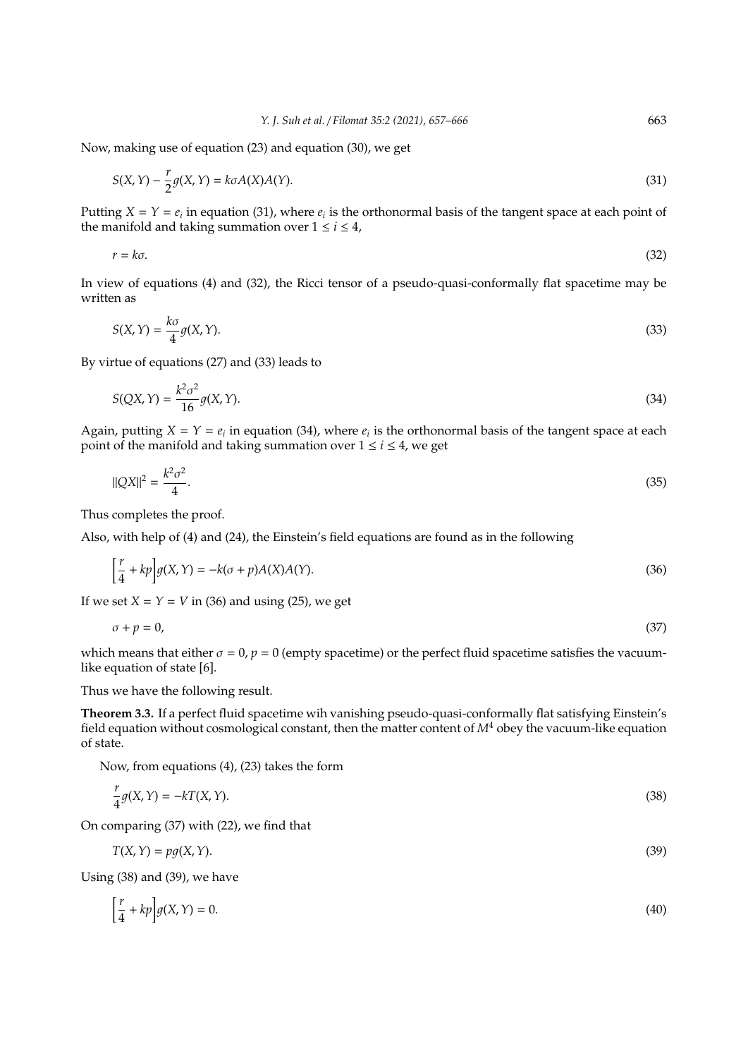Now, making use of equation (23) and equation (30), we get

$$S(X,Y) - \frac{r}{2}g(X,Y) = k\sigma A(X)A(Y). \tag{31}$$

Putting $X = Y = e_i$ in equation (31), where $e_i$ is the orthonormal basis of the tangent space at each point of the manifold and taking summation over $1 \leq i \leq 4$,

$$r = k\sigma. \tag{32}$$

In view of equations (4) and (32), the Ricci tensor of a pseudo-quasi-conformally flat spacetime may be written as

$$S(X,Y) = \frac{k\sigma}{4}g(X,Y). \tag{33}$$

By virtue of equations (27) and (33) leads to

$$S(QX,Y) = \frac{k^2\sigma^2}{16}g(X,Y). \tag{34}$$

Again, putting $X = Y = e_i$ in equation (34), where $e_i$ is the orthonormal basis of the tangent space at each point of the manifold and taking summation over $1 \leq i \leq 4$, we get

$$\|QX\|^2 = \frac{k^2\sigma^2}{4}. \tag{35}$$

Thus completes the proof.

Also, with help of (4) and (24), the Einstein's field equations are found as in the following

$$\left[\frac{r}{4} + kp\right]g(X,Y) = -k(\sigma + p)A(X)A(Y). \tag{36}$$

If we set $X = Y = V$ in (36) and using (25), we get

$$\sigma + p = 0, \tag{37}$$

which means that either $\sigma = 0$, $p = 0$ (empty spacetime) or the perfect fluid spacetime satisfies the vacuum-like equation of state [6].

Thus we have the following result.

**Theorem 3.3.** *If a perfect fluid spacetime wih vanishing pseudo-quasi-conformally flat satisfying Einstein's field equation without cosmological constant, then the matter content of $M^4$ obey the vacuum-like equation of state.*

Now, from equations (4), (23) takes the form

$$\frac{r}{4}g(X,Y) = -kT(X,Y). \tag{38}$$

On comparing (37) with (22), we find that

$$T(X,Y) = pg(X,Y). \tag{39}$$

Using (38) and (39), we have

$$\left[\frac{r}{4} + kp\right]g(X,Y) = 0. \tag{40}$$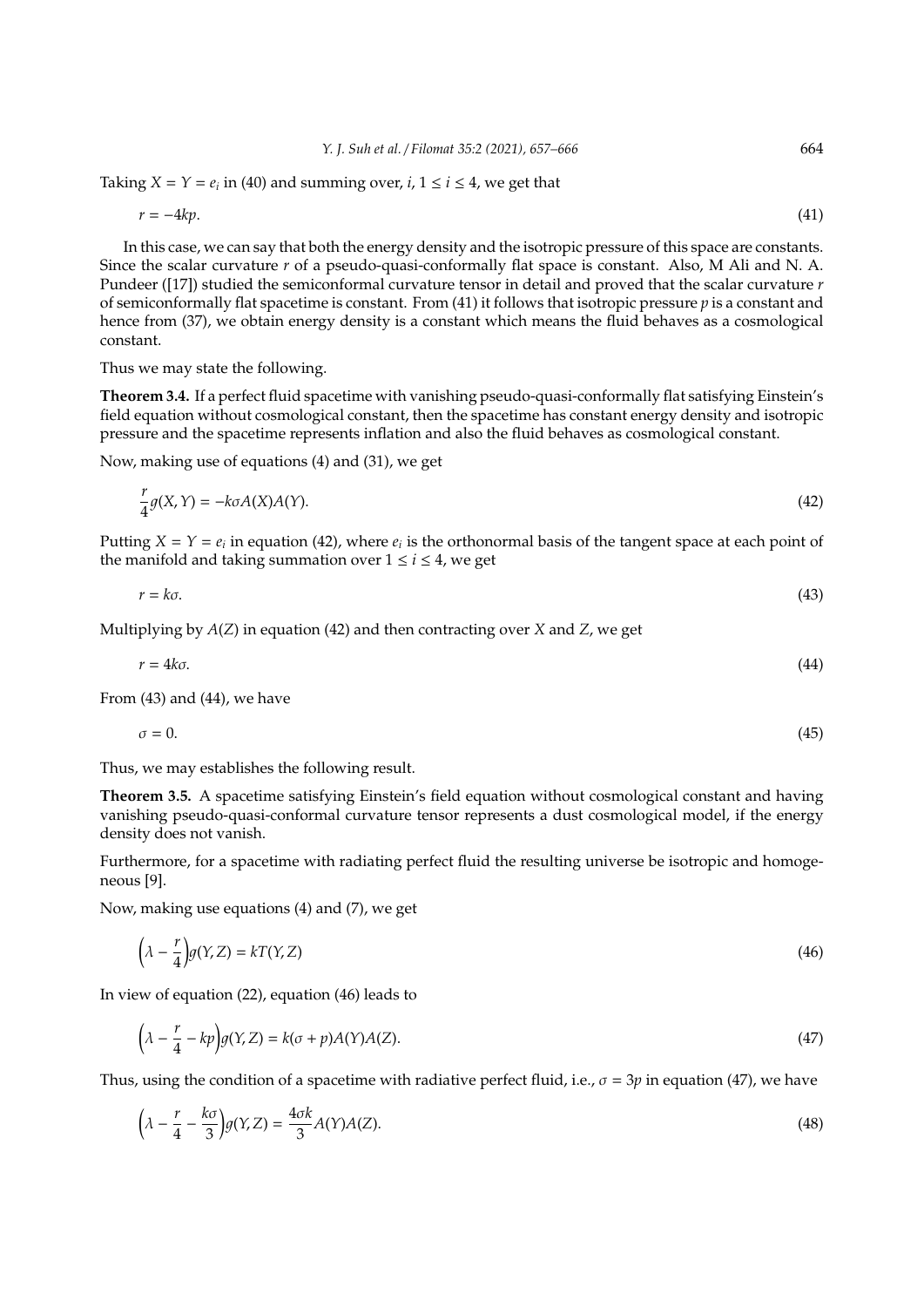Taking $X = Y = e_i$ in (40) and summing over, $i$, $1 \leq i \leq 4$, we get that

$$r = -4kp. \tag{41}$$

In this case, we can say that both the energy density and the isotropic pressure of this space are constants. Since the scalar curvature $r$ of a pseudo-quasi-conformally flat space is constant. Also, M Ali and N. A. Pundeer ([17]) studied the semiconformal curvature tensor in detail and proved that the scalar curvature $r$ of semiconformally flat spacetime is constant. From (41) it follows that isotropic pressure $p$ is a constant and hence from (37), we obtain energy density is a constant which means the fluid behaves as a cosmological constant.

Thus we may state the following.

**Theorem 3.4.** *If a perfect fluid spacetime with vanishing pseudo-quasi-conformally flat satisfying Einstein's field equation without cosmological constant, then the spacetime has constant energy density and isotropic pressure and the spacetime represents inflation and also the fluid behaves as cosmological constant.*

Now, making use of equations (4) and (31), we get

$$\frac{r}{4}g(X, Y) = -k\sigma A(X)A(Y). \tag{42}$$

Putting $X = Y = e_i$ in equation (42), where $e_i$ is the orthonormal basis of the tangent space at each point of the manifold and taking summation over $1 \leq i \leq 4$, we get

$$r = k\sigma. \tag{43}$$

Multiplying by $A(Z)$ in equation (42) and then contracting over $X$ and $Z$, we get

$$r = 4k\sigma. \tag{44}$$

From (43) and (44), we have

$$\sigma = 0. \tag{45}$$

Thus, we may establishes the following result.

**Theorem 3.5.** *A spacetime satisfying Einstein's field equation without cosmological constant and having vanishing pseudo-quasi-conformal curvature tensor represents a dust cosmological model, if the energy density does not vanish.*

Furthermore, for a spacetime with radiating perfect fluid the resulting universe be isotropic and homogeneous [9].

Now, making use equations (4) and (7), we get

$$\left(\lambda - \frac{r}{4}\right)g(Y, Z) = kT(Y, Z) \tag{46}$$

In view of equation (22), equation (46) leads to

$$\left(\lambda - \frac{r}{4} - kp\right)g(Y, Z) = k(\sigma + p)A(Y)A(Z). \tag{47}$$

Thus, using the condition of a spacetime with radiative perfect fluid, i.e., $\sigma = 3p$ in equation (47), we have

$$\left(\lambda - \frac{r}{4} - \frac{k\sigma}{3}\right)g(Y, Z) = \frac{4\sigma k}{3}A(Y)A(Z). \tag{48}$$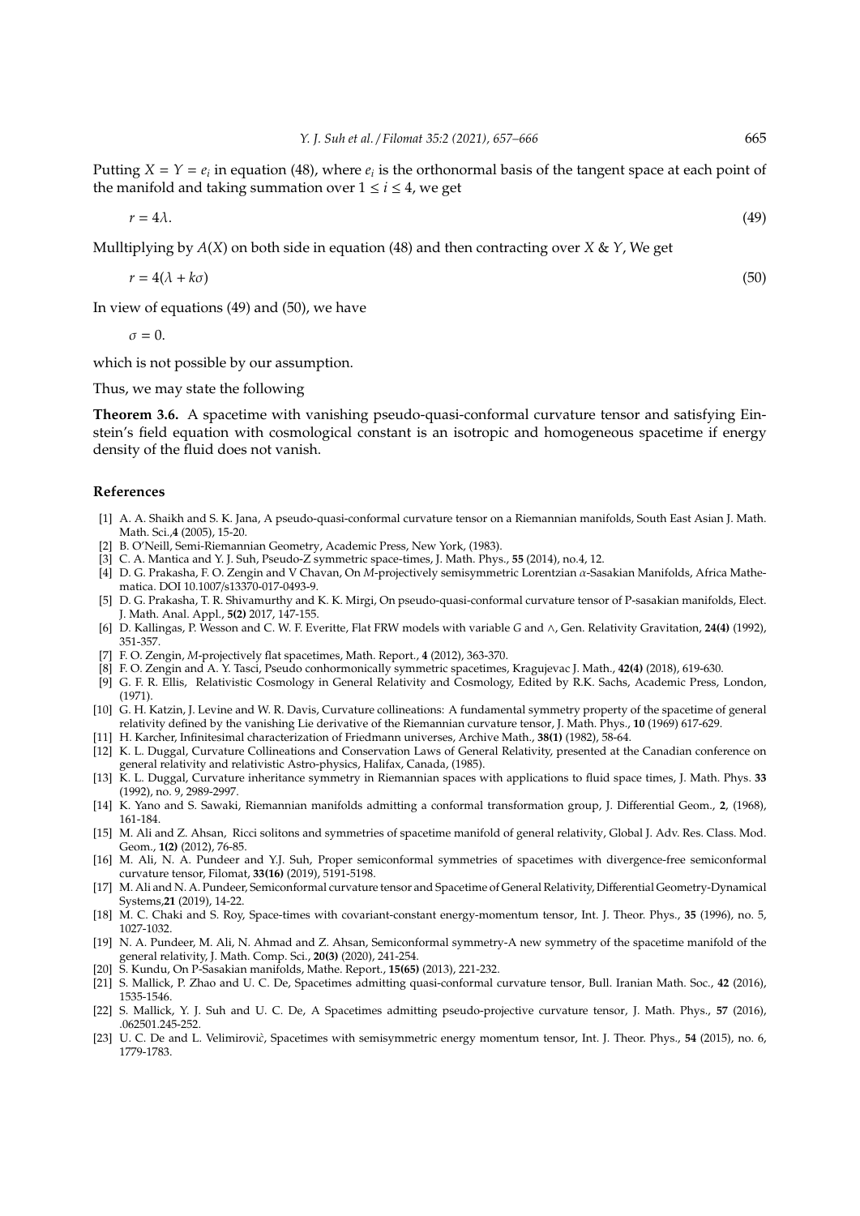Putting $X = Y = e_i$ in equation (48), where $e_i$ is the orthonormal basis of the tangent space at each point of the manifold and taking summation over $1 \leq i \leq 4$, we get

$$r = 4\lambda. \tag{49}$$

Mulltiplying by $A(X)$ on both side in equation (48) and then contracting over $X$ & $Y$, We get

$$r = 4(\lambda + k\sigma) \tag{50}$$

In view of equations (49) and (50), we have

$$\sigma = 0.$$

which is not possible by our assumption.

Thus, we may state the following

**Theorem 3.6.** A spacetime with vanishing pseudo-quasi-conformal curvature tensor and satisfying Einstein's field equation with cosmological constant is an isotropic and homogeneous spacetime if energy density of the fluid does not vanish.

## References

[1] A. A. Shaikh and S. K. Jana, A pseudo-quasi-conformal curvature tensor on a Riemannian manifolds, South East Asian J. Math. Math. Sci.,**4** (2005), 15-20.

[2] B. O'Neill, Semi-Riemannian Geometry, Academic Press, New York, (1983).

[3] C. A. Mantica and Y. J. Suh, Pseudo-Z symmetric space-times, J. Math. Phys., **55** (2014), no.4, 12.

[4] D. G. Prakasha, F. O. Zengin and V Chavan, On *M*-projectively semisymmetric Lorentzian $\alpha$-Sasakian Manifolds, Africa Mathematica. DOI 10.1007/s13370-017-0493-9.

[5] D. G. Prakasha, T. R. Shivamurthy and K. K. Mirgi, On pseudo-quasi-conformal curvature tensor of P-sasakian manifolds, Elect. J. Math. Anal. Appl., **5(2)** 2017, 147-155.

[6] D. Kallingas, P. Wesson and C. W. F. Everitte, Flat FRW models with variable *G* and $\wedge$, Gen. Relativity Gravitation, **24(4)** (1992), 351-357.

[7] F. O. Zengin, *M*-projectively flat spacetimes, Math. Report., **4** (2012), 363-370.

[8] F. O. Zengin and A. Y. Tasci, Pseudo conhormonically symmetric spacetimes, Kragujevac J. Math., **42(4)** (2018), 619-630.

[9] G. F. R. Ellis, Relativistic Cosmology in General Relativity and Cosmology, Edited by R.K. Sachs, Academic Press, London, (1971).

[10] G. H. Katzin, J. Levine and W. R. Davis, Curvature collineations: A fundamental symmetry property of the spacetime of general relativity defined by the vanishing Lie derivative of the Riemannian curvature tensor, J. Math. Phys., **10** (1969) 617-629.

[11] H. Karcher, Infinitesimal characterization of Friedmann universes, Archive Math., **38(1)** (1982), 58-64.

[12] K. L. Duggal, Curvature Collineations and Conservation Laws of General Relativity, presented at the Canadian conference on general relativity and relativistic Astro-physics, Halifax, Canada, (1985).

[13] K. L. Duggal, Curvature inheritance symmetry in Riemannian spaces with applications to fluid space times, J. Math. Phys. **33** (1992), no. 9, 2989-2997.

[14] K. Yano and S. Sawaki, Riemannian manifolds admitting a conformal transformation group, J. Differential Geom., **2**, (1968), 161-184.

[15] M. Ali and Z. Ahsan, Ricci solitons and symmetries of spacetime manifold of general relativity, Global J. Adv. Res. Class. Mod. Geom., **1(2)** (2012), 76-85.

[16] M. Ali, N. A. Pundeer and Y.J. Suh, Proper semiconformal symmetries of spacetimes with divergence-free semiconformal curvature tensor, Filomat, **33(16)** (2019), 5191-5198.

[17] M. Ali and N. A. Pundeer, Semiconformal curvature tensor and Spacetime of General Relativity, Differential Geometry-Dynamical Systems,**21** (2019), 14-22.

[18] M. C. Chaki and S. Roy, Space-times with covariant-constant energy-momentum tensor, Int. J. Theor. Phys., **35** (1996), no. 5, 1027-1032.

[19] N. A. Pundeer, M. Ali, N. Ahmad and Z. Ahsan, Semiconformal symmetry-A new symmetry of the spacetime manifold of the general relativity, J. Math. Comp. Sci., **20(3)** (2020), 241-254.

[20] S. Kundu, On P-Sasakian manifolds, Mathe. Report., **15(65)** (2013), 221-232.

[21] S. Mallick, P. Zhao and U. C. De, Spacetimes admitting quasi-conformal curvature tensor, Bull. Iranian Math. Soc., **42** (2016), 1535-1546.

[22] S. Mallick, Y. J. Suh and U. C. De, A Spacetimes admitting pseudo-projective curvature tensor, J. Math. Phys., **57** (2016), .062501.245-252.

[23] U. C. De and L. Velimirovìc, Spacetimes with semisymmetric energy momentum tensor, Int. J. Theor. Phys., **54** (2015), no. 6, 1779-1783.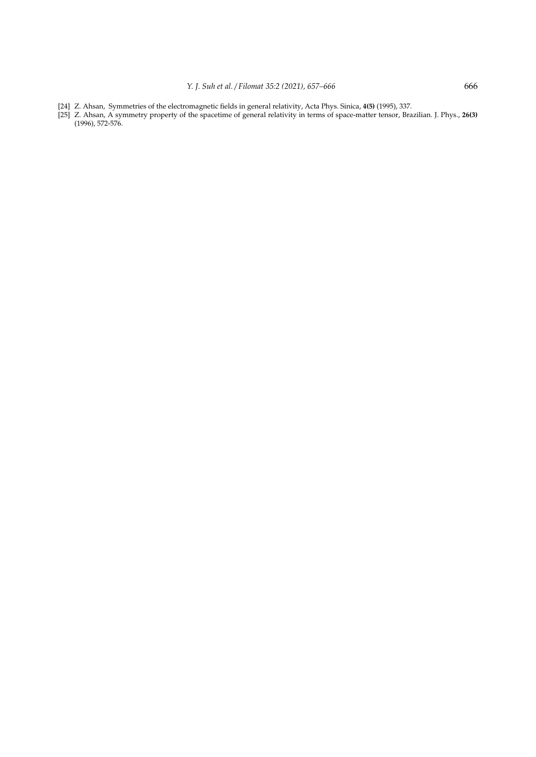[24] Z. Ahsan, Symmetries of the electromagnetic fields in general relativity, Acta Phys. Sinica, **4(5)** (1995), 337.

[25] Z. Ahsan, A symmetry property of the spacetime of general relativity in terms of space-matter tensor, Brazilian. J. Phys., **26(3)** (1996), 572-576.